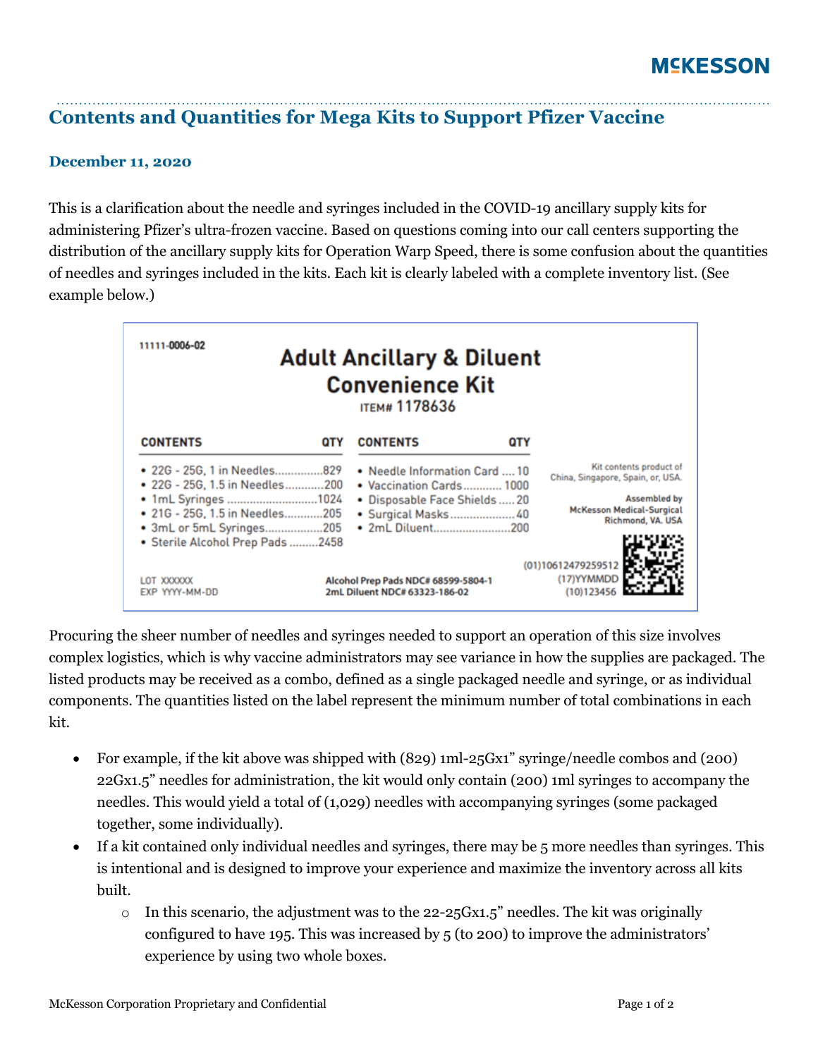# Contents and Quantities for Mega Kits to Support Pfizer Vaccine

**December 11, 2020**

This is a clarification about the needle and syringes included in the COVID-19 ancillary supply kits for administering Pfizer's ultra-frozen vaccine. Based on questions coming into our call centers supporting the distribution of the ancillary supply kits for Operation Warp Speed, there is some confusion about the quantities of needles and syringes included in the kits. Each kit is clearly labeled with a complete inventory list. (See example below.)

11111-0006-02

**Adult Ancillary & Diluent Convenience Kit**

ITEM# 1178636

| CONTENTS | QTY | CONTENTS | QTY |
|---|---|---|---|
| 22G - 25G, 1 in Needles | 829 | Needle Information Card | 10 |
| 22G - 25G, 1.5 in Needles | 200 | Vaccination Cards | 1000 |
| 1mL Syringes | 1024 | Disposable Face Shields | 20 |
| 21G - 25G, 1.5 in Needles | 205 | Surgical Masks | 40 |
| 3mL or 5mL Syringes | 205 | 2mL Diluent | 200 |
| Sterile Alcohol Prep Pads | 2458 | | |

Kit contents product of China, Singapore, Spain, or, USA.

Assembled by McKesson Medical-Surgical Richmond, VA. USA

LOT XXXXXX
EXP YYYY-MM-DD

Alcohol Prep Pads NDC# 68599-5804-1
2mL Diluent NDC# 63323-186-02

(01)10612479259512
(17)YYMMDD
(10)123456

Procuring the sheer number of needles and syringes needed to support an operation of this size involves complex logistics, which is why vaccine administrators may see variance in how the supplies are packaged. The listed products may be received as a combo, defined as a single packaged needle and syringe, or as individual components. The quantities listed on the label represent the minimum number of total combinations in each kit.

- For example, if the kit above was shipped with (829) 1ml-25Gx1" syringe/needle combos and (200) 22Gx1.5" needles for administration, the kit would only contain (200) 1ml syringes to accompany the needles. This would yield a total of (1,029) needles with accompanying syringes (some packaged together, some individually).
- If a kit contained only individual needles and syringes, there may be 5 more needles than syringes. This is intentional and is designed to improve your experience and maximize the inventory across all kits built.
  - In this scenario, the adjustment was to the 22-25Gx1.5" needles. The kit was originally configured to have 195. This was increased by 5 (to 200) to improve the administrators' experience by using two whole boxes.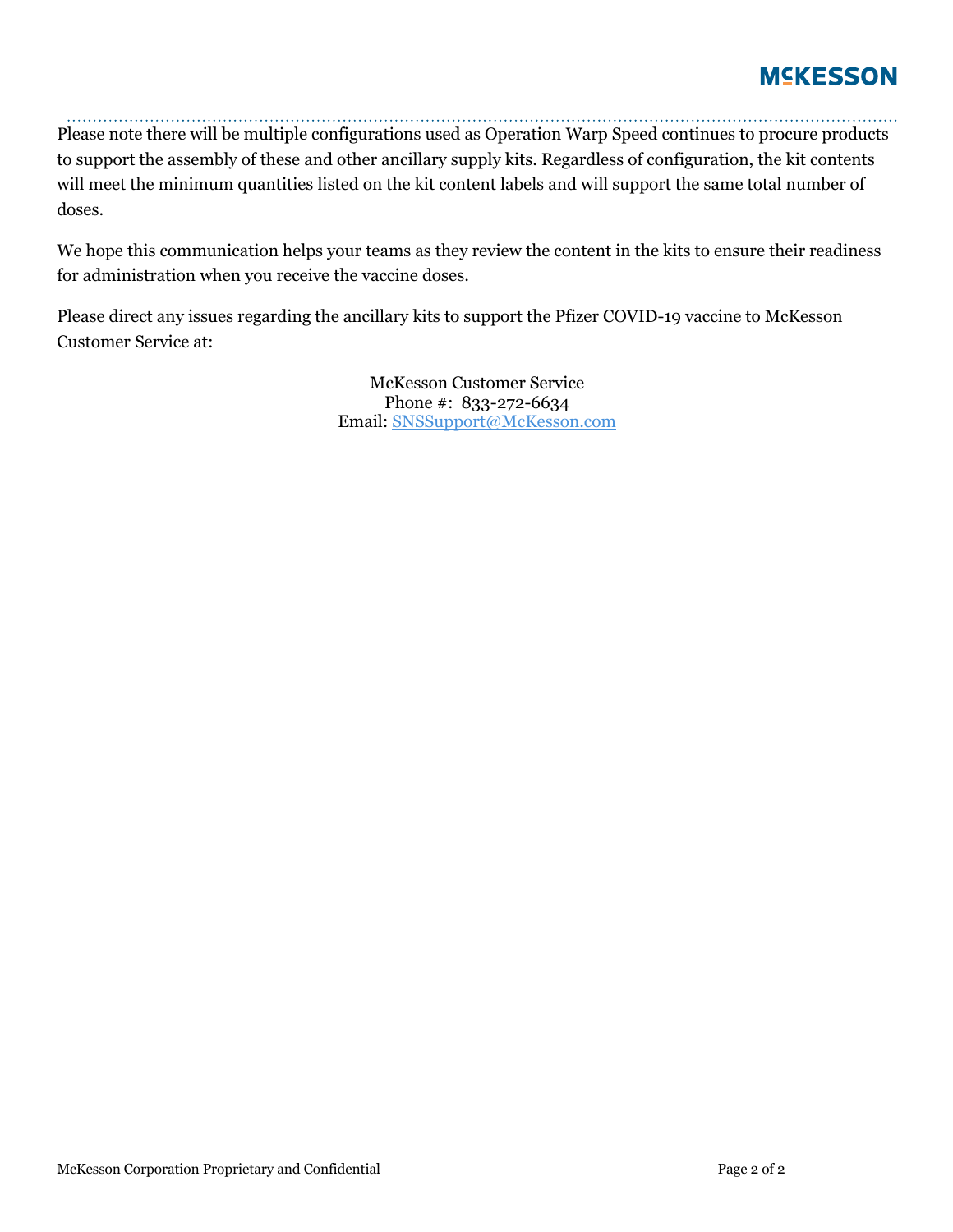Please note there will be multiple configurations used as Operation Warp Speed continues to procure products to support the assembly of these and other ancillary supply kits. Regardless of configuration, the kit contents will meet the minimum quantities listed on the kit content labels and will support the same total number of doses.

We hope this communication helps your teams as they review the content in the kits to ensure their readiness for administration when you receive the vaccine doses.

Please direct any issues regarding the ancillary kits to support the Pfizer COVID-19 vaccine to McKesson Customer Service at:

McKesson Customer Service
Phone #: 833-272-6634
Email: SNSSupport@McKesson.com